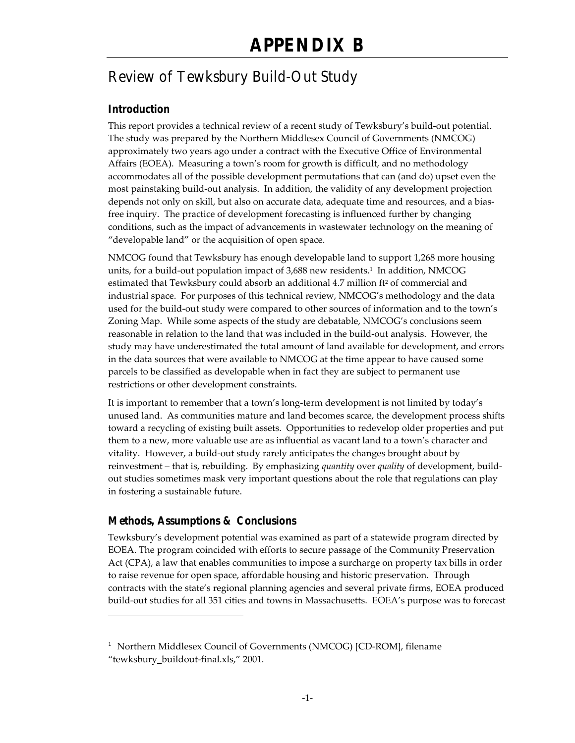# APPENDIX B

## Review of Tewksbury Build-Out Study

### Introduction

This report provides a technical review of a recent study of Tewksbury's build-out potential. The study was prepared by the Northern Middlesex Council of Governments (NMCOG) approximately two years ago under a contract with the Executive Office of Environmental Affairs (EOEA). Measuring a town's room for growth is difficult, and no methodology accommodates all of the possible development permutations that can (and do) upset even the most painstaking build-out analysis. In addition, the validity of any development projection depends not only on skill, but also on accurate data, adequate time and resources, and a bias-free inquiry. The practice of development forecasting is influenced further by changing conditions, such as the impact of advancements in wastewater technology on the meaning of "developable land" or the acquisition of open space.

NMCOG found that Tewksbury has enough developable land to support 1,268 more housing units, for a build-out population impact of 3,688 new residents.[1] In addition, NMCOG estimated that Tewksbury could absorb an additional 4.7 million ft$^2$ of commercial and industrial space. For purposes of this technical review, NMCOG's methodology and the data used for the build-out study were compared to other sources of information and to the town's Zoning Map. While some aspects of the study are debatable, NMCOG's conclusions seem reasonable in relation to the land that was included in the build-out analysis. However, the study may have underestimated the total amount of land available for development, and errors in the data sources that were available to NMCOG at the time appear to have caused some parcels to be classified as developable when in fact they are subject to permanent use restrictions or other development constraints.

It is important to remember that a town's long-term development is not limited by today's unused land. As communities mature and land becomes scarce, the development process shifts toward a recycling of existing built assets. Opportunities to redevelop older properties and put them to a new, more valuable use are as influential as vacant land to a town's character and vitality. However, a build-out study rarely anticipates the changes brought about by reinvestment – that is, rebuilding. By emphasizing *quantity* over *quality* of development, build-out studies sometimes mask very important questions about the role that regulations can play in fostering a sustainable future.

### Methods, Assumptions & Conclusions

Tewksbury's development potential was examined as part of a statewide program directed by EOEA. The program coincided with efforts to secure passage of the Community Preservation Act (CPA), a law that enables communities to impose a surcharge on property tax bills in order to raise revenue for open space, affordable housing and historic preservation. Through contracts with the state's regional planning agencies and several private firms, EOEA produced build-out studies for all 351 cities and towns in Massachusetts. EOEA's purpose was to forecast

---

[1] Northern Middlesex Council of Governments (NMCOG) [CD-ROM], filename "tewksbury_buildout-final.xls," 2001.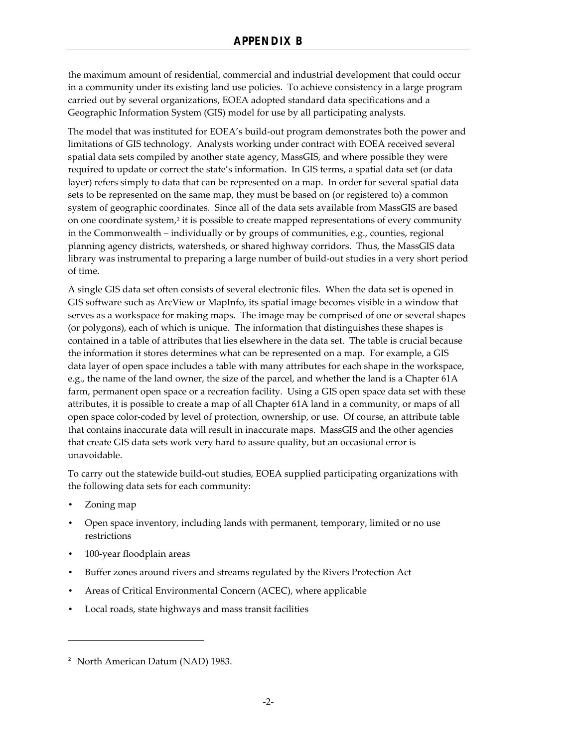the maximum amount of residential, commercial and industrial development that could occur in a community under its existing land use policies. To achieve consistency in a large program carried out by several organizations, EOEA adopted standard data specifications and a Geographic Information System (GIS) model for use by all participating analysts.

The model that was instituted for EOEA's build-out program demonstrates both the power and limitations of GIS technology. Analysts working under contract with EOEA received several spatial data sets compiled by another state agency, MassGIS, and where possible they were required to update or correct the state's information. In GIS terms, a spatial data set (or data layer) refers simply to data that can be represented on a map. In order for several spatial data sets to be represented on the same map, they must be based on (or registered to) a common system of geographic coordinates. Since all of the data sets available from MassGIS are based on one coordinate system,[2] it is possible to create mapped representations of every community in the Commonwealth – individually or by groups of communities, e.g., counties, regional planning agency districts, watersheds, or shared highway corridors. Thus, the MassGIS data library was instrumental to preparing a large number of build-out studies in a very short period of time.

A single GIS data set often consists of several electronic files. When the data set is opened in GIS software such as ArcView or MapInfo, its spatial image becomes visible in a window that serves as a workspace for making maps. The image may be comprised of one or several shapes (or polygons), each of which is unique. The information that distinguishes these shapes is contained in a table of attributes that lies elsewhere in the data set. The table is crucial because the information it stores determines what can be represented on a map. For example, a GIS data layer of open space includes a table with many attributes for each shape in the workspace, e.g., the name of the land owner, the size of the parcel, and whether the land is a Chapter 61A farm, permanent open space or a recreation facility. Using a GIS open space data set with these attributes, it is possible to create a map of all Chapter 61A land in a community, or maps of all open space color-coded by level of protection, ownership, or use. Of course, an attribute table that contains inaccurate data will result in inaccurate maps. MassGIS and the other agencies that create GIS data sets work very hard to assure quality, but an occasional error is unavoidable.

To carry out the statewide build-out studies, EOEA supplied participating organizations with the following data sets for each community:

- Zoning map
- Open space inventory, including lands with permanent, temporary, limited or no use restrictions
- 100-year floodplain areas
- Buffer zones around rivers and streams regulated by the Rivers Protection Act
- Areas of Critical Environmental Concern (ACEC), where applicable
- Local roads, state highways and mass transit facilities

---

[2] North American Datum (NAD) 1983.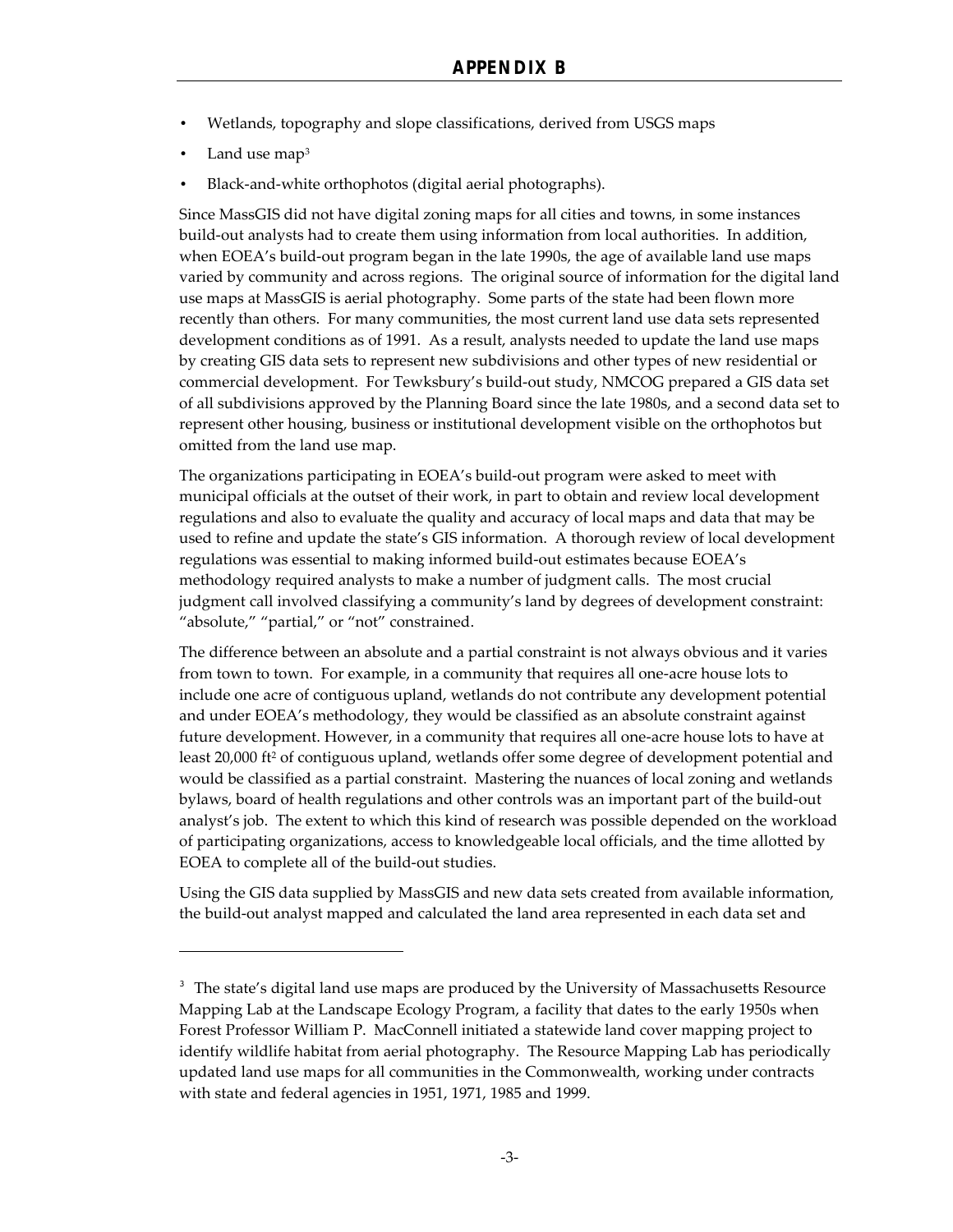- Wetlands, topography and slope classifications, derived from USGS maps
- Land use map[3]
- Black-and-white orthophotos (digital aerial photographs).

Since MassGIS did not have digital zoning maps for all cities and towns, in some instances build-out analysts had to create them using information from local authorities. In addition, when EOEA's build-out program began in the late 1990s, the age of available land use maps varied by community and across regions. The original source of information for the digital land use maps at MassGIS is aerial photography. Some parts of the state had been flown more recently than others. For many communities, the most current land use data sets represented development conditions as of 1991. As a result, analysts needed to update the land use maps by creating GIS data sets to represent new subdivisions and other types of new residential or commercial development. For Tewksbury's build-out study, NMCOG prepared a GIS data set of all subdivisions approved by the Planning Board since the late 1980s, and a second data set to represent other housing, business or institutional development visible on the orthophotos but omitted from the land use map.

The organizations participating in EOEA's build-out program were asked to meet with municipal officials at the outset of their work, in part to obtain and review local development regulations and also to evaluate the quality and accuracy of local maps and data that may be used to refine and update the state's GIS information. A thorough review of local development regulations was essential to making informed build-out estimates because EOEA's methodology required analysts to make a number of judgment calls. The most crucial judgment call involved classifying a community's land by degrees of development constraint: "absolute," "partial," or "not" constrained.

The difference between an absolute and a partial constraint is not always obvious and it varies from town to town. For example, in a community that requires all one-acre house lots to include one acre of contiguous upland, wetlands do not contribute any development potential and under EOEA's methodology, they would be classified as an absolute constraint against future development. However, in a community that requires all one-acre house lots to have at least 20,000 ft$^2$ of contiguous upland, wetlands offer some degree of development potential and would be classified as a partial constraint. Mastering the nuances of local zoning and wetlands bylaws, board of health regulations and other controls was an important part of the build-out analyst's job. The extent to which this kind of research was possible depended on the workload of participating organizations, access to knowledgeable local officials, and the time allotted by EOEA to complete all of the build-out studies.

Using the GIS data supplied by MassGIS and new data sets created from available information, the build-out analyst mapped and calculated the land area represented in each data set and

---

[3] The state's digital land use maps are produced by the University of Massachusetts Resource Mapping Lab at the Landscape Ecology Program, a facility that dates to the early 1950s when Forest Professor William P. MacConnell initiated a statewide land cover mapping project to identify wildlife habitat from aerial photography. The Resource Mapping Lab has periodically updated land use maps for all communities in the Commonwealth, working under contracts with state and federal agencies in 1951, 1971, 1985 and 1999.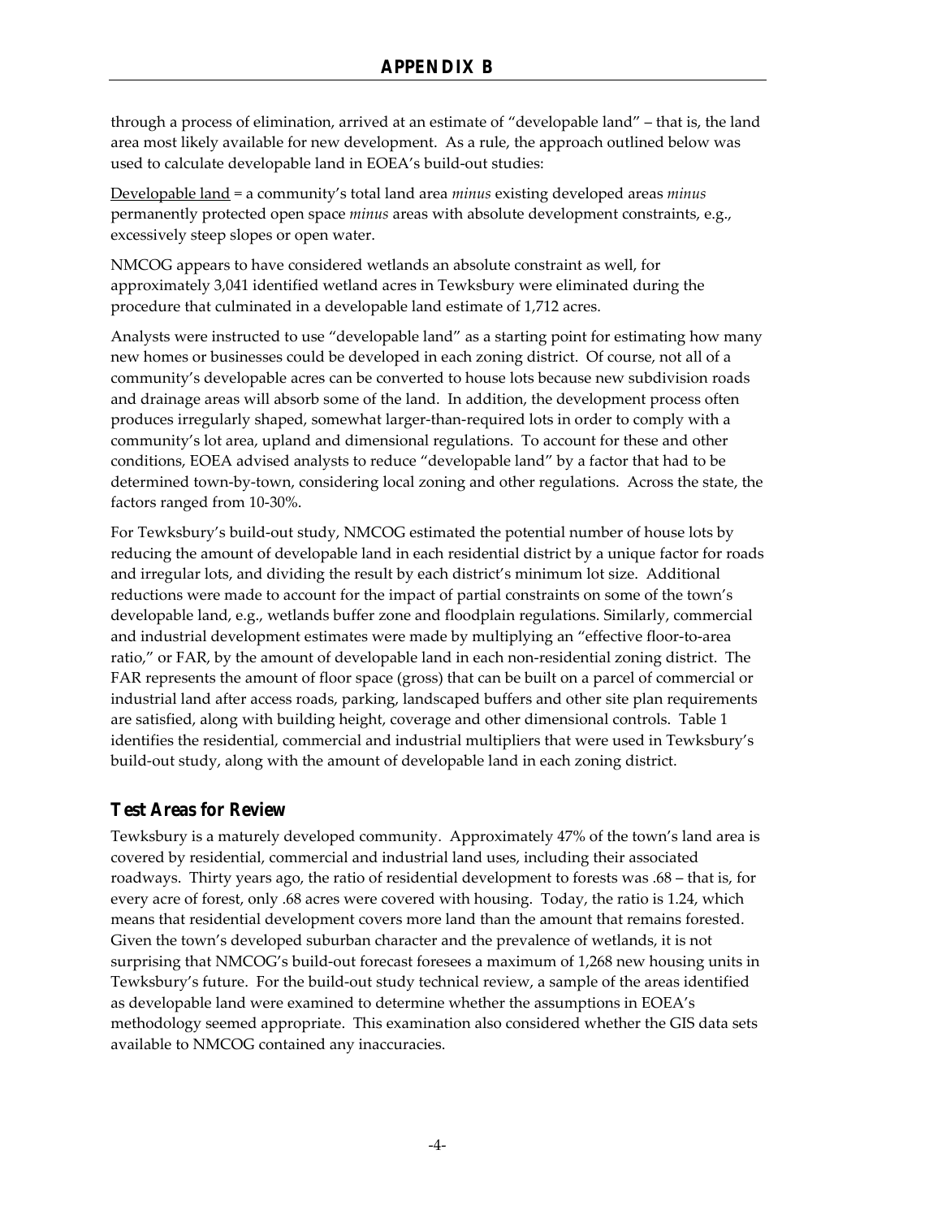through a process of elimination, arrived at an estimate of "developable land" – that is, the land area most likely available for new development. As a rule, the approach outlined below was used to calculate developable land in EOEA's build-out studies:

Developable land = a community's total land area *minus* existing developed areas *minus* permanently protected open space *minus* areas with absolute development constraints, e.g., excessively steep slopes or open water.

NMCOG appears to have considered wetlands an absolute constraint as well, for approximately 3,041 identified wetland acres in Tewksbury were eliminated during the procedure that culminated in a developable land estimate of 1,712 acres.

Analysts were instructed to use "developable land" as a starting point for estimating how many new homes or businesses could be developed in each zoning district. Of course, not all of a community's developable acres can be converted to house lots because new subdivision roads and drainage areas will absorb some of the land. In addition, the development process often produces irregularly shaped, somewhat larger-than-required lots in order to comply with a community's lot area, upland and dimensional regulations. To account for these and other conditions, EOEA advised analysts to reduce "developable land" by a factor that had to be determined town-by-town, considering local zoning and other regulations. Across the state, the factors ranged from 10-30%.

For Tewksbury's build-out study, NMCOG estimated the potential number of house lots by reducing the amount of developable land in each residential district by a unique factor for roads and irregular lots, and dividing the result by each district's minimum lot size. Additional reductions were made to account for the impact of partial constraints on some of the town's developable land, e.g., wetlands buffer zone and floodplain regulations. Similarly, commercial and industrial development estimates were made by multiplying an "effective floor-to-area ratio," or FAR, by the amount of developable land in each non-residential zoning district. The FAR represents the amount of floor space (gross) that can be built on a parcel of commercial or industrial land after access roads, parking, landscaped buffers and other site plan requirements are satisfied, along with building height, coverage and other dimensional controls. Table 1 identifies the residential, commercial and industrial multipliers that were used in Tewksbury's build-out study, along with the amount of developable land in each zoning district.

## Test Areas for Review

Tewksbury is a maturely developed community. Approximately 47% of the town's land area is covered by residential, commercial and industrial land uses, including their associated roadways. Thirty years ago, the ratio of residential development to forests was .68 – that is, for every acre of forest, only .68 acres were covered with housing. Today, the ratio is 1.24, which means that residential development covers more land than the amount that remains forested. Given the town's developed suburban character and the prevalence of wetlands, it is not surprising that NMCOG's build-out forecast foresees a maximum of 1,268 new housing units in Tewksbury's future. For the build-out study technical review, a sample of the areas identified as developable land were examined to determine whether the assumptions in EOEA's methodology seemed appropriate. This examination also considered whether the GIS data sets available to NMCOG contained any inaccuracies.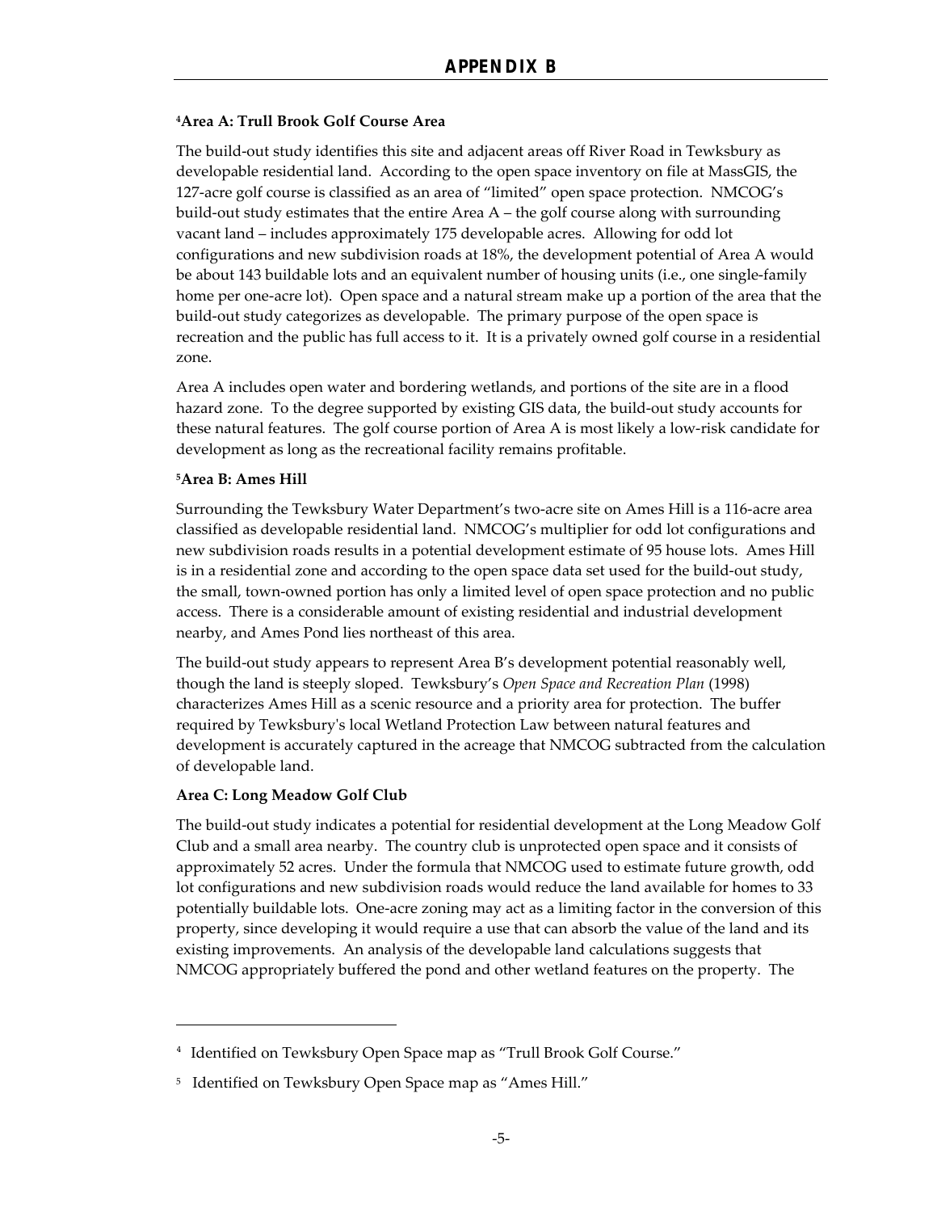# APPENDIX B

**[4]Area A: Trull Brook Golf Course Area**

The build-out study identifies this site and adjacent areas off River Road in Tewksbury as developable residential land. According to the open space inventory on file at MassGIS, the 127-acre golf course is classified as an area of "limited" open space protection. NMCOG's build-out study estimates that the entire Area A – the golf course along with surrounding vacant land – includes approximately 175 developable acres. Allowing for odd lot configurations and new subdivision roads at 18%, the development potential of Area A would be about 143 buildable lots and an equivalent number of housing units (i.e., one single-family home per one-acre lot). Open space and a natural stream make up a portion of the area that the build-out study categorizes as developable. The primary purpose of the open space is recreation and the public has full access to it. It is a privately owned golf course in a residential zone.

Area A includes open water and bordering wetlands, and portions of the site are in a flood hazard zone. To the degree supported by existing GIS data, the build-out study accounts for these natural features. The golf course portion of Area A is most likely a low-risk candidate for development as long as the recreational facility remains profitable.

**[5]Area B: Ames Hill**

Surrounding the Tewksbury Water Department's two-acre site on Ames Hill is a 116-acre area classified as developable residential land. NMCOG's multiplier for odd lot configurations and new subdivision roads results in a potential development estimate of 95 house lots. Ames Hill is in a residential zone and according to the open space data set used for the build-out study, the small, town-owned portion has only a limited level of open space protection and no public access. There is a considerable amount of existing residential and industrial development nearby, and Ames Pond lies northeast of this area.

The build-out study appears to represent Area B's development potential reasonably well, though the land is steeply sloped. Tewksbury's *Open Space and Recreation Plan* (1998) characterizes Ames Hill as a scenic resource and a priority area for protection. The buffer required by Tewksbury's local Wetland Protection Law between natural features and development is accurately captured in the acreage that NMCOG subtracted from the calculation of developable land.

**Area C: Long Meadow Golf Club**

The build-out study indicates a potential for residential development at the Long Meadow Golf Club and a small area nearby. The country club is unprotected open space and it consists of approximately 52 acres. Under the formula that NMCOG used to estimate future growth, odd lot configurations and new subdivision roads would reduce the land available for homes to 33 potentially buildable lots. One-acre zoning may act as a limiting factor in the conversion of this property, since developing it would require a use that can absorb the value of the land and its existing improvements. An analysis of the developable land calculations suggests that NMCOG appropriately buffered the pond and other wetland features on the property. The

---

[4] Identified on Tewksbury Open Space map as "Trull Brook Golf Course."

[5] Identified on Tewksbury Open Space map as "Ames Hill."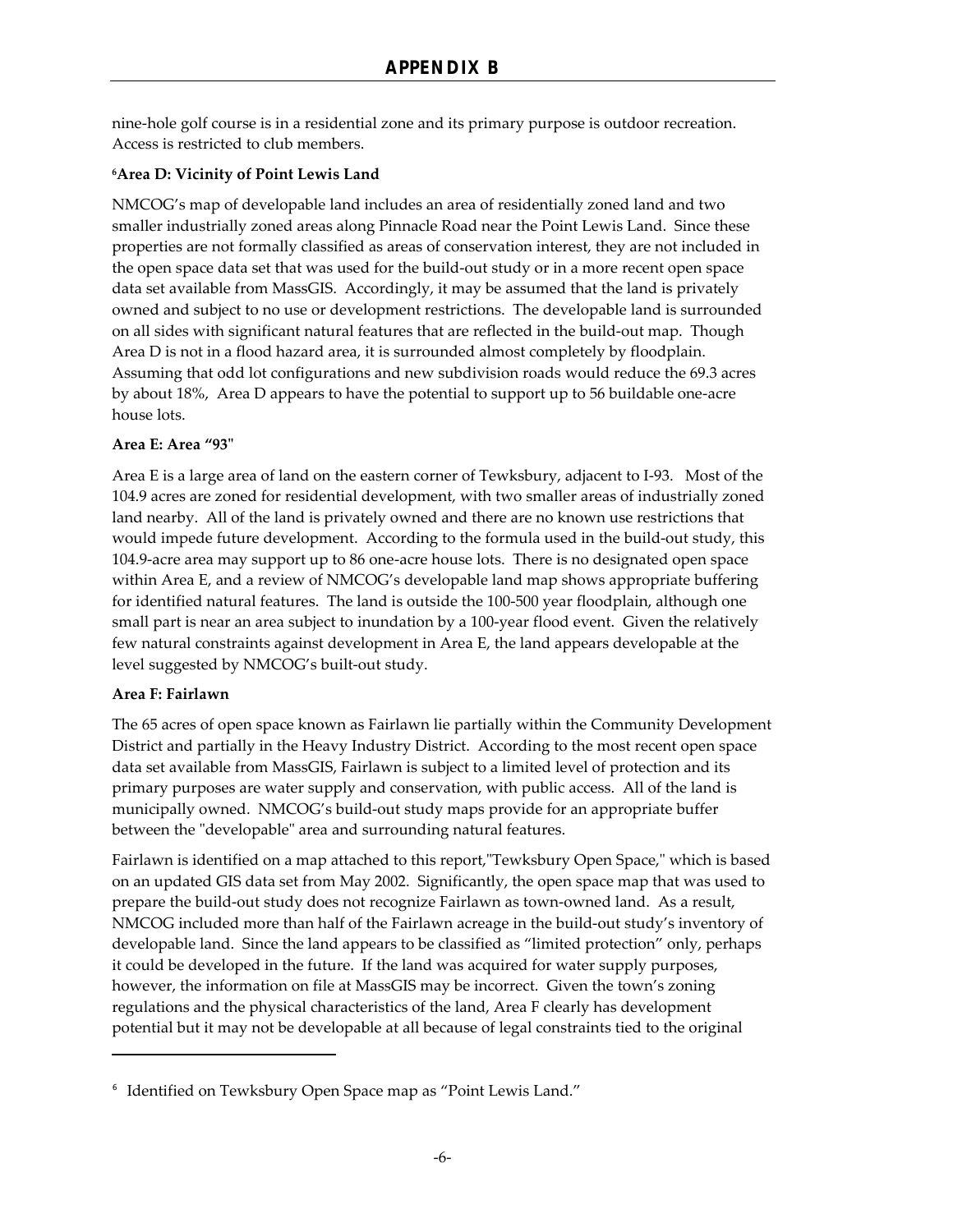nine-hole golf course is in a residential zone and its primary purpose is outdoor recreation. Access is restricted to club members.

**[6]Area D: Vicinity of Point Lewis Land**

NMCOG's map of developable land includes an area of residentially zoned land and two smaller industrially zoned areas along Pinnacle Road near the Point Lewis Land. Since these properties are not formally classified as areas of conservation interest, they are not included in the open space data set that was used for the build-out study or in a more recent open space data set available from MassGIS. Accordingly, it may be assumed that the land is privately owned and subject to no use or development restrictions. The developable land is surrounded on all sides with significant natural features that are reflected in the build-out map. Though Area D is not in a flood hazard area, it is surrounded almost completely by floodplain. Assuming that odd lot configurations and new subdivision roads would reduce the 69.3 acres by about 18%, Area D appears to have the potential to support up to 56 buildable one-acre house lots.

**Area E: Area "93"**

Area E is a large area of land on the eastern corner of Tewksbury, adjacent to I-93. Most of the 104.9 acres are zoned for residential development, with two smaller areas of industrially zoned land nearby. All of the land is privately owned and there are no known use restrictions that would impede future development. According to the formula used in the build-out study, this 104.9-acre area may support up to 86 one-acre house lots. There is no designated open space within Area E, and a review of NMCOG's developable land map shows appropriate buffering for identified natural features. The land is outside the 100-500 year floodplain, although one small part is near an area subject to inundation by a 100-year flood event. Given the relatively few natural constraints against development in Area E, the land appears developable at the level suggested by NMCOG's built-out study.

**Area F: Fairlawn**

The 65 acres of open space known as Fairlawn lie partially within the Community Development District and partially in the Heavy Industry District. According to the most recent open space data set available from MassGIS, Fairlawn is subject to a limited level of protection and its primary purposes are water supply and conservation, with public access. All of the land is municipally owned. NMCOG's build-out study maps provide for an appropriate buffer between the "developable" area and surrounding natural features.

Fairlawn is identified on a map attached to this report,"Tewksbury Open Space," which is based on an updated GIS data set from May 2002. Significantly, the open space map that was used to prepare the build-out study does not recognize Fairlawn as town-owned land. As a result, NMCOG included more than half of the Fairlawn acreage in the build-out study's inventory of developable land. Since the land appears to be classified as "limited protection" only, perhaps it could be developed in the future. If the land was acquired for water supply purposes, however, the information on file at MassGIS may be incorrect. Given the town's zoning regulations and the physical characteristics of the land, Area F clearly has development potential but it may not be developable at all because of legal constraints tied to the original

[6] Identified on Tewksbury Open Space map as "Point Lewis Land."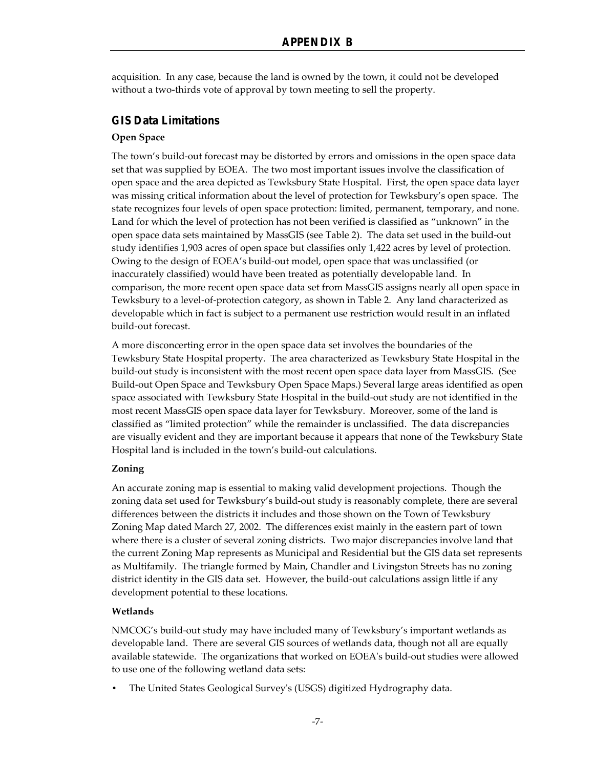acquisition. In any case, because the land is owned by the town, it could not be developed without a two-thirds vote of approval by town meeting to sell the property.

## GIS Data Limitations

### Open Space

The town's build-out forecast may be distorted by errors and omissions in the open space data set that was supplied by EOEA. The two most important issues involve the classification of open space and the area depicted as Tewksbury State Hospital. First, the open space data layer was missing critical information about the level of protection for Tewksbury's open space. The state recognizes four levels of open space protection: limited, permanent, temporary, and none. Land for which the level of protection has not been verified is classified as "unknown" in the open space data sets maintained by MassGIS (see Table 2). The data set used in the build-out study identifies 1,903 acres of open space but classifies only 1,422 acres by level of protection. Owing to the design of EOEA's build-out model, open space that was unclassified (or inaccurately classified) would have been treated as potentially developable land. In comparison, the more recent open space data set from MassGIS assigns nearly all open space in Tewksbury to a level-of-protection category, as shown in Table 2. Any land characterized as developable which in fact is subject to a permanent use restriction would result in an inflated build-out forecast.

A more disconcerting error in the open space data set involves the boundaries of the Tewksbury State Hospital property. The area characterized as Tewksbury State Hospital in the build-out study is inconsistent with the most recent open space data layer from MassGIS. (See Build-out Open Space and Tewksbury Open Space Maps.) Several large areas identified as open space associated with Tewksbury State Hospital in the build-out study are not identified in the most recent MassGIS open space data layer for Tewksbury. Moreover, some of the land is classified as "limited protection" while the remainder is unclassified. The data discrepancies are visually evident and they are important because it appears that none of the Tewksbury State Hospital land is included in the town's build-out calculations.

### Zoning

An accurate zoning map is essential to making valid development projections. Though the zoning data set used for Tewksbury's build-out study is reasonably complete, there are several differences between the districts it includes and those shown on the Town of Tewksbury Zoning Map dated March 27, 2002. The differences exist mainly in the eastern part of town where there is a cluster of several zoning districts. Two major discrepancies involve land that the current Zoning Map represents as Municipal and Residential but the GIS data set represents as Multifamily. The triangle formed by Main, Chandler and Livingston Streets has no zoning district identity in the GIS data set. However, the build-out calculations assign little if any development potential to these locations.

### Wetlands

NMCOG's build-out study may have included many of Tewksbury's important wetlands as developable land. There are several GIS sources of wetlands data, though not all are equally available statewide. The organizations that worked on EOEA's build-out studies were allowed to use one of the following wetland data sets:

- The United States Geological Survey's (USGS) digitized Hydrography data.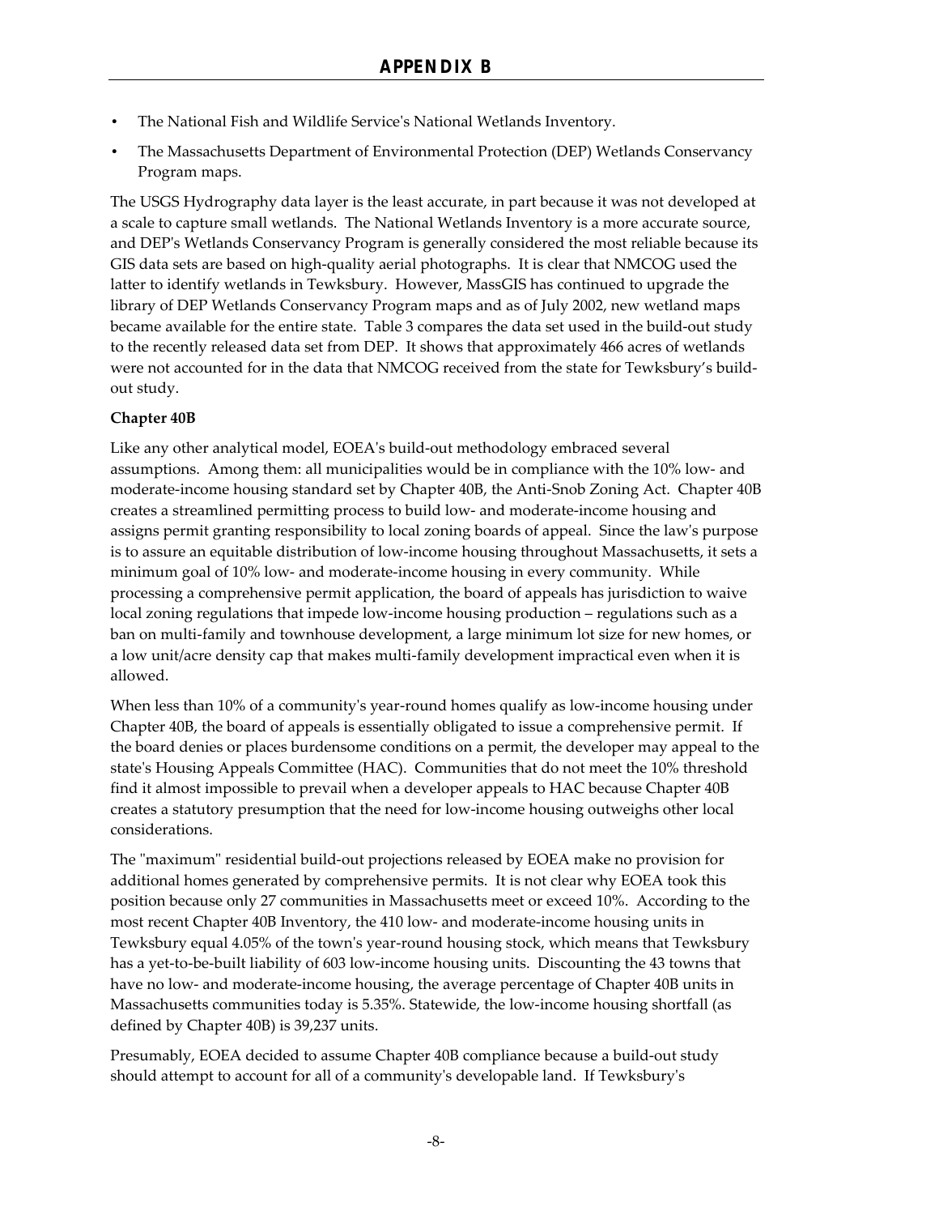- The National Fish and Wildlife Service's National Wetlands Inventory.
- The Massachusetts Department of Environmental Protection (DEP) Wetlands Conservancy Program maps.

The USGS Hydrography data layer is the least accurate, in part because it was not developed at a scale to capture small wetlands. The National Wetlands Inventory is a more accurate source, and DEP's Wetlands Conservancy Program is generally considered the most reliable because its GIS data sets are based on high-quality aerial photographs. It is clear that NMCOG used the latter to identify wetlands in Tewksbury. However, MassGIS has continued to upgrade the library of DEP Wetlands Conservancy Program maps and as of July 2002, new wetland maps became available for the entire state. Table 3 compares the data set used in the build-out study to the recently released data set from DEP. It shows that approximately 466 acres of wetlands were not accounted for in the data that NMCOG received from the state for Tewksbury's build-out study.

**Chapter 40B**

Like any other analytical model, EOEA's build-out methodology embraced several assumptions. Among them: all municipalities would be in compliance with the 10% low- and moderate-income housing standard set by Chapter 40B, the Anti-Snob Zoning Act. Chapter 40B creates a streamlined permitting process to build low- and moderate-income housing and assigns permit granting responsibility to local zoning boards of appeal. Since the law's purpose is to assure an equitable distribution of low-income housing throughout Massachusetts, it sets a minimum goal of 10% low- and moderate-income housing in every community. While processing a comprehensive permit application, the board of appeals has jurisdiction to waive local zoning regulations that impede low-income housing production – regulations such as a ban on multi-family and townhouse development, a large minimum lot size for new homes, or a low unit/acre density cap that makes multi-family development impractical even when it is allowed.

When less than 10% of a community's year-round homes qualify as low-income housing under Chapter 40B, the board of appeals is essentially obligated to issue a comprehensive permit. If the board denies or places burdensome conditions on a permit, the developer may appeal to the state's Housing Appeals Committee (HAC). Communities that do not meet the 10% threshold find it almost impossible to prevail when a developer appeals to HAC because Chapter 40B creates a statutory presumption that the need for low-income housing outweighs other local considerations.

The "maximum" residential build-out projections released by EOEA make no provision for additional homes generated by comprehensive permits. It is not clear why EOEA took this position because only 27 communities in Massachusetts meet or exceed 10%. According to the most recent Chapter 40B Inventory, the 410 low- and moderate-income housing units in Tewksbury equal 4.05% of the town's year-round housing stock, which means that Tewksbury has a yet-to-be-built liability of 603 low-income housing units. Discounting the 43 towns that have no low- and moderate-income housing, the average percentage of Chapter 40B units in Massachusetts communities today is 5.35%. Statewide, the low-income housing shortfall (as defined by Chapter 40B) is 39,237 units.

Presumably, EOEA decided to assume Chapter 40B compliance because a build-out study should attempt to account for all of a community's developable land. If Tewksbury's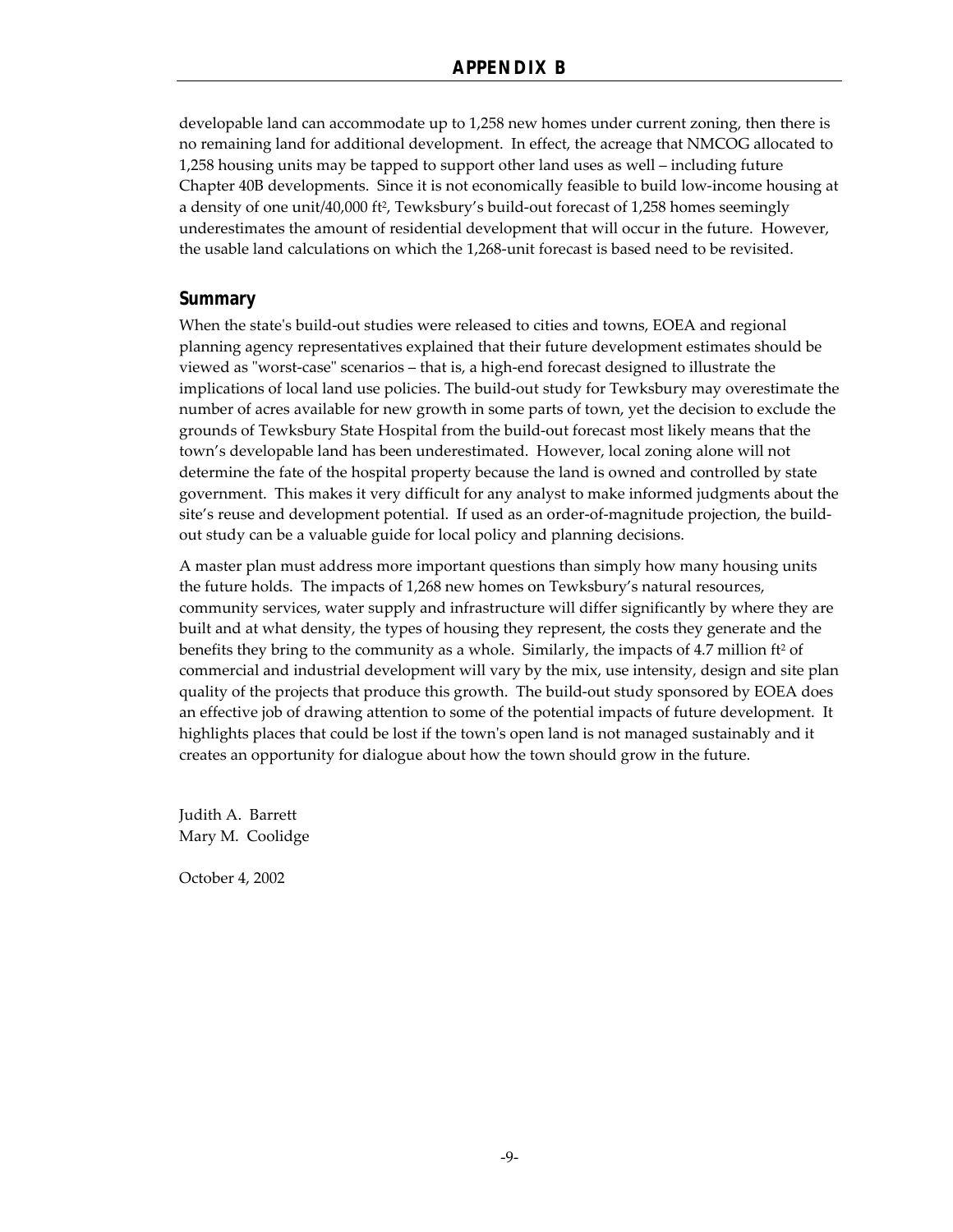developable land can accommodate up to 1,258 new homes under current zoning, then there is no remaining land for additional development. In effect, the acreage that NMCOG allocated to 1,258 housing units may be tapped to support other land uses as well – including future Chapter 40B developments. Since it is not economically feasible to build low-income housing at a density of one unit/40,000 $ft^2$, Tewksbury's build-out forecast of 1,258 homes seemingly underestimates the amount of residential development that will occur in the future. However, the usable land calculations on which the 1,268-unit forecast is based need to be revisited.

## Summary

When the state's build-out studies were released to cities and towns, EOEA and regional planning agency representatives explained that their future development estimates should be viewed as "worst-case" scenarios – that is, a high-end forecast designed to illustrate the implications of local land use policies. The build-out study for Tewksbury may overestimate the number of acres available for new growth in some parts of town, yet the decision to exclude the grounds of Tewksbury State Hospital from the build-out forecast most likely means that the town's developable land has been underestimated. However, local zoning alone will not determine the fate of the hospital property because the land is owned and controlled by state government. This makes it very difficult for any analyst to make informed judgments about the site's reuse and development potential. If used as an order-of-magnitude projection, the build-out study can be a valuable guide for local policy and planning decisions.

A master plan must address more important questions than simply how many housing units the future holds. The impacts of 1,268 new homes on Tewksbury's natural resources, community services, water supply and infrastructure will differ significantly by where they are built and at what density, the types of housing they represent, the costs they generate and the benefits they bring to the community as a whole. Similarly, the impacts of 4.7 million $ft^2$ of commercial and industrial development will vary by the mix, use intensity, design and site plan quality of the projects that produce this growth. The build-out study sponsored by EOEA does an effective job of drawing attention to some of the potential impacts of future development. It highlights places that could be lost if the town's open land is not managed sustainably and it creates an opportunity for dialogue about how the town should grow in the future.

Judith A. Barrett
Mary M. Coolidge

October 4, 2002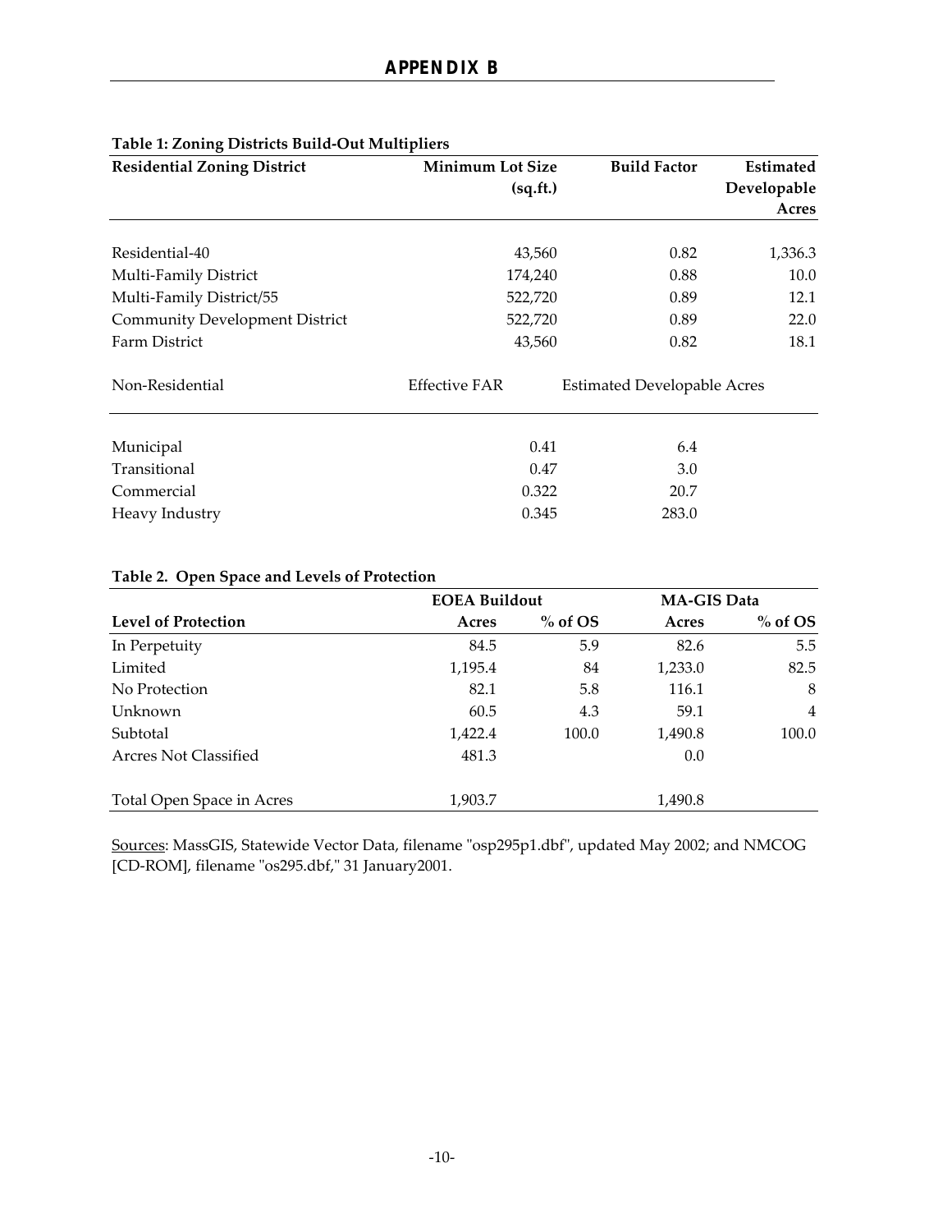# APPENDIX B

**Table 1: Zoning Districts Build-Out Multipliers**

| Residential Zoning District | Minimum Lot Size (sq.ft.) | Build Factor | Estimated Developable Acres |
|---|---|---|---|
| Residential-40 | 43,560 | 0.82 | 1,336.3 |
| Multi-Family District | 174,240 | 0.88 | 10.0 |
| Multi-Family District/55 | 522,720 | 0.89 | 12.1 |
| Community Development District | 522,720 | 0.89 | 22.0 |
| Farm District | 43,560 | 0.82 | 18.1 |

| Non-Residential | Effective FAR | Estimated Developable Acres |
|---|---|---|
| Municipal | 0.41 | 6.4 |
| Transitional | 0.47 | 3.0 |
| Commercial | 0.322 | 20.7 |
| Heavy Industry | 0.345 | 283.0 |

**Table 2. Open Space and Levels of Protection**

| | EOEA Buildout | | MA-GIS Data | |
|---|---|---|---|---|
| **Level of Protection** | **Acres** | **% of OS** | **Acres** | **% of OS** |
| In Perpetuity | 84.5 | 5.9 | 82.6 | 5.5 |
| Limited | 1,195.4 | 84 | 1,233.0 | 82.5 |
| No Protection | 82.1 | 5.8 | 116.1 | 8 |
| Unknown | 60.5 | 4.3 | 59.1 | 4 |
| Subtotal | 1,422.4 | 100.0 | 1,490.8 | 100.0 |
| Arcres Not Classified | 481.3 | | 0.0 | |
| Total Open Space in Acres | 1,903.7 | | 1,490.8 | |

Sources: MassGIS, Statewide Vector Data, filename "osp295p1.dbf", updated May 2002; and NMCOG [CD-ROM], filename "os295.dbf," 31 January2001.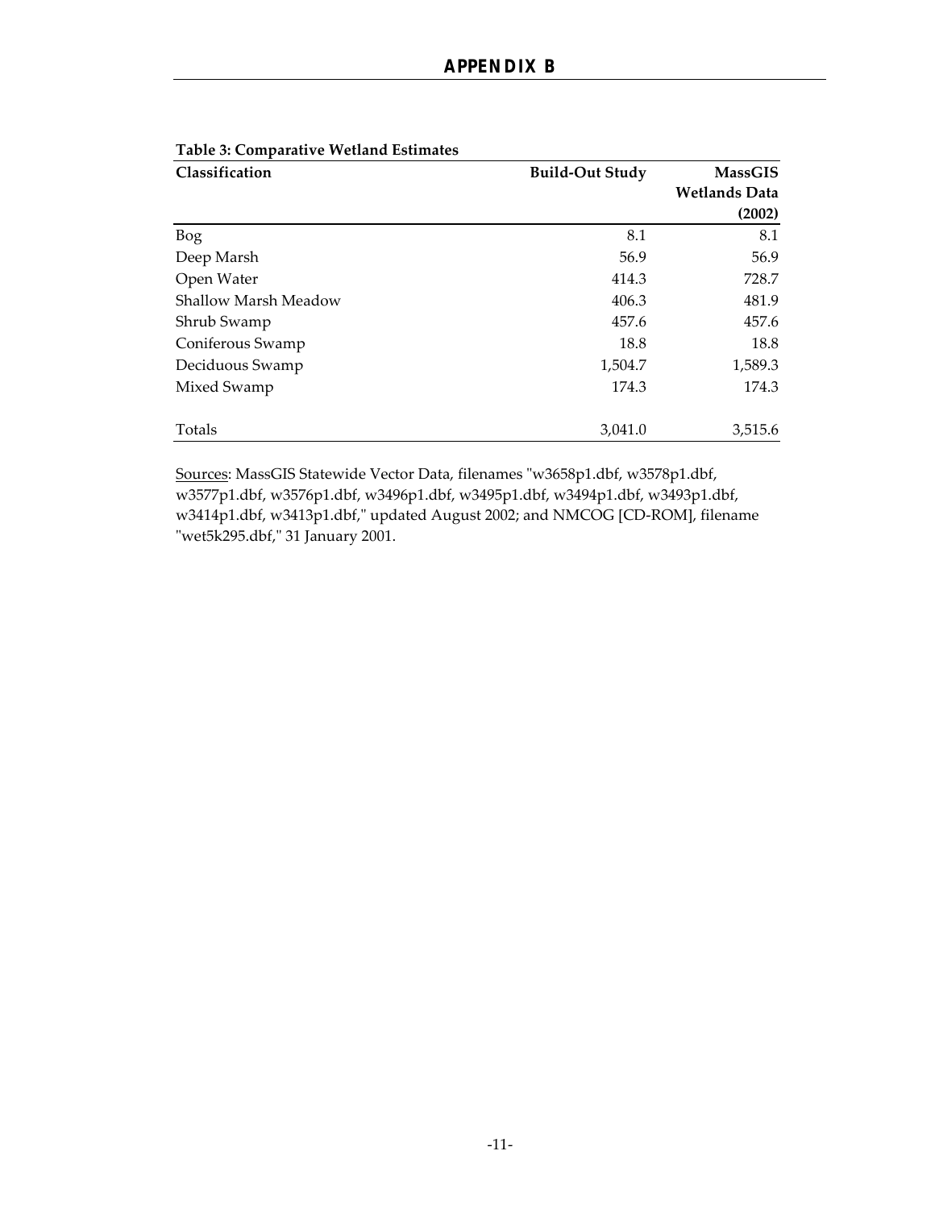# APPENDIX B

**Table 3: Comparative Wetland Estimates**

| Classification | Build-Out Study | MassGIS Wetlands Data (2002) |
|---|---|---|
| Bog | 8.1 | 8.1 |
| Deep Marsh | 56.9 | 56.9 |
| Open Water | 414.3 | 728.7 |
| Shallow Marsh Meadow | 406.3 | 481.9 |
| Shrub Swamp | 457.6 | 457.6 |
| Coniferous Swamp | 18.8 | 18.8 |
| Deciduous Swamp | 1,504.7 | 1,589.3 |
| Mixed Swamp | 174.3 | 174.3 |
| Totals | 3,041.0 | 3,515.6 |

Sources: MassGIS Statewide Vector Data, filenames "w3658p1.dbf, w3578p1.dbf, w3577p1.dbf, w3576p1.dbf, w3496p1.dbf, w3495p1.dbf, w3494p1.dbf, w3493p1.dbf, w3414p1.dbf, w3413p1.dbf," updated August 2002; and NMCOG [CD-ROM], filename "wet5k295.dbf," 31 January 2001.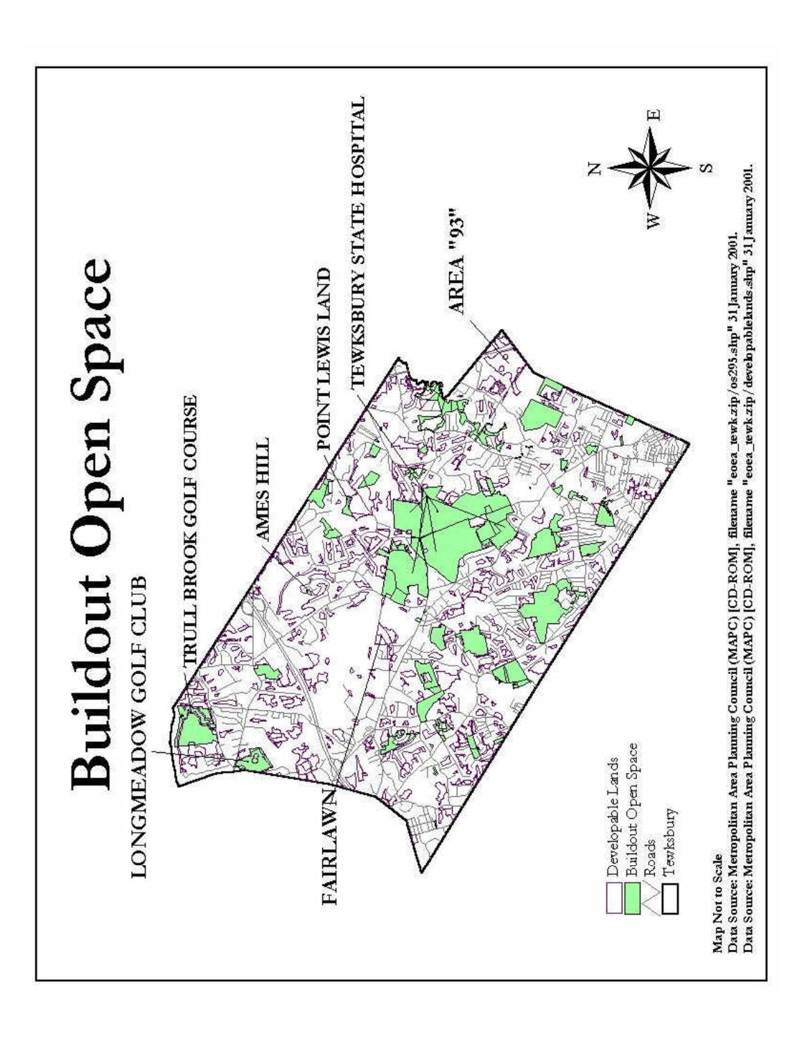# Buildout Open Space

LONGMEADOW GOLF CLUB

TRULL BROOK GOLF COURSE

AMES HILL

POINT LEWIS LAND

TEWKSBURY STATE HOSPITAL

AREA "93"

FAIRLAWN

N

E

S

W

Developable Lands

Buildout Open Space

Roads

Tewksbury

**Map Not to Scale**

**Data Source: Metropolitan Area Planning Council (MAPC) [CD-ROM], filename "eoea_tewk.zip/os295.shp" 31 January 2001.**

**Data Source: Metropolitan Area Planning Council (MAPC) [CD-ROM], filename "eoea_tewk.zip/developablelands.shp" 31 January 2001.**